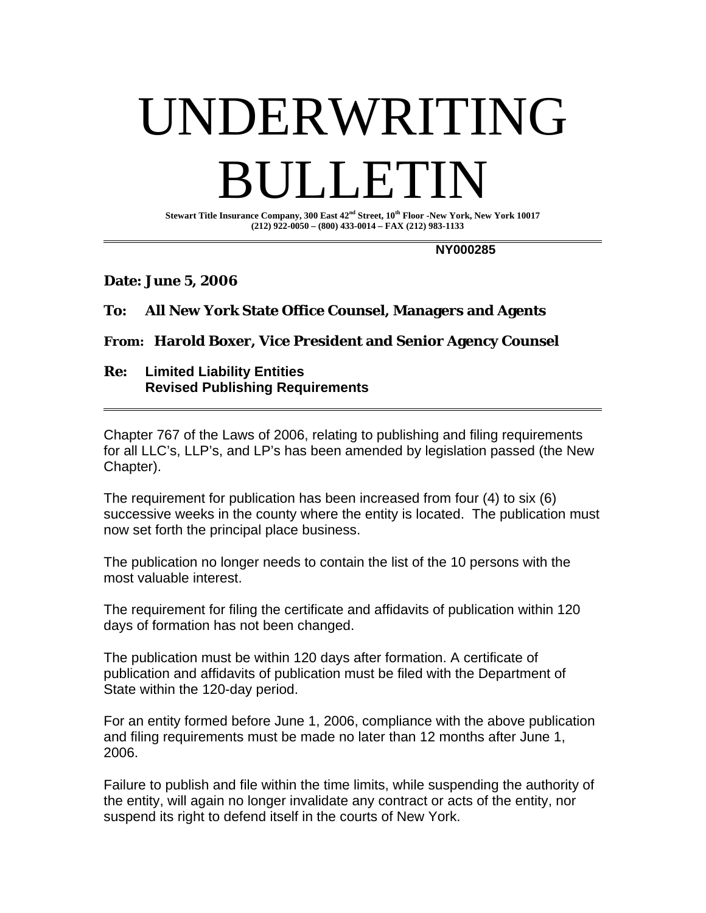# UNDERWRITING BULLETIN

**Stewart Title Insurance Company, 300 East 42nd Street, 10th Floor -New York, New York 10017**
**(212) 922-0050 – (800) 433-0014 – FAX (212) 983-1133**

---

**NY000285**

**Date: June 5, 2006**

**To: All New York State Office Counsel, Managers and Agents**

**From: Harold Boxer, Vice President and Senior Agency Counsel**

**Re: Limited Liability Entities**
**Revised Publishing Requirements**

---

Chapter 767 of the Laws of 2006, relating to publishing and filing requirements for all LLC's, LLP's, and LP's has been amended by legislation passed (the New Chapter).

The requirement for publication has been increased from four (4) to six (6) successive weeks in the county where the entity is located. The publication must now set forth the principal place business.

The publication no longer needs to contain the list of the 10 persons with the most valuable interest.

The requirement for filing the certificate and affidavits of publication within 120 days of formation has not been changed.

The publication must be within 120 days after formation. A certificate of publication and affidavits of publication must be filed with the Department of State within the 120-day period.

For an entity formed before June 1, 2006, compliance with the above publication and filing requirements must be made no later than 12 months after June 1, 2006.

Failure to publish and file within the time limits, while suspending the authority of the entity, will again no longer invalidate any contract or acts of the entity, nor suspend its right to defend itself in the courts of New York.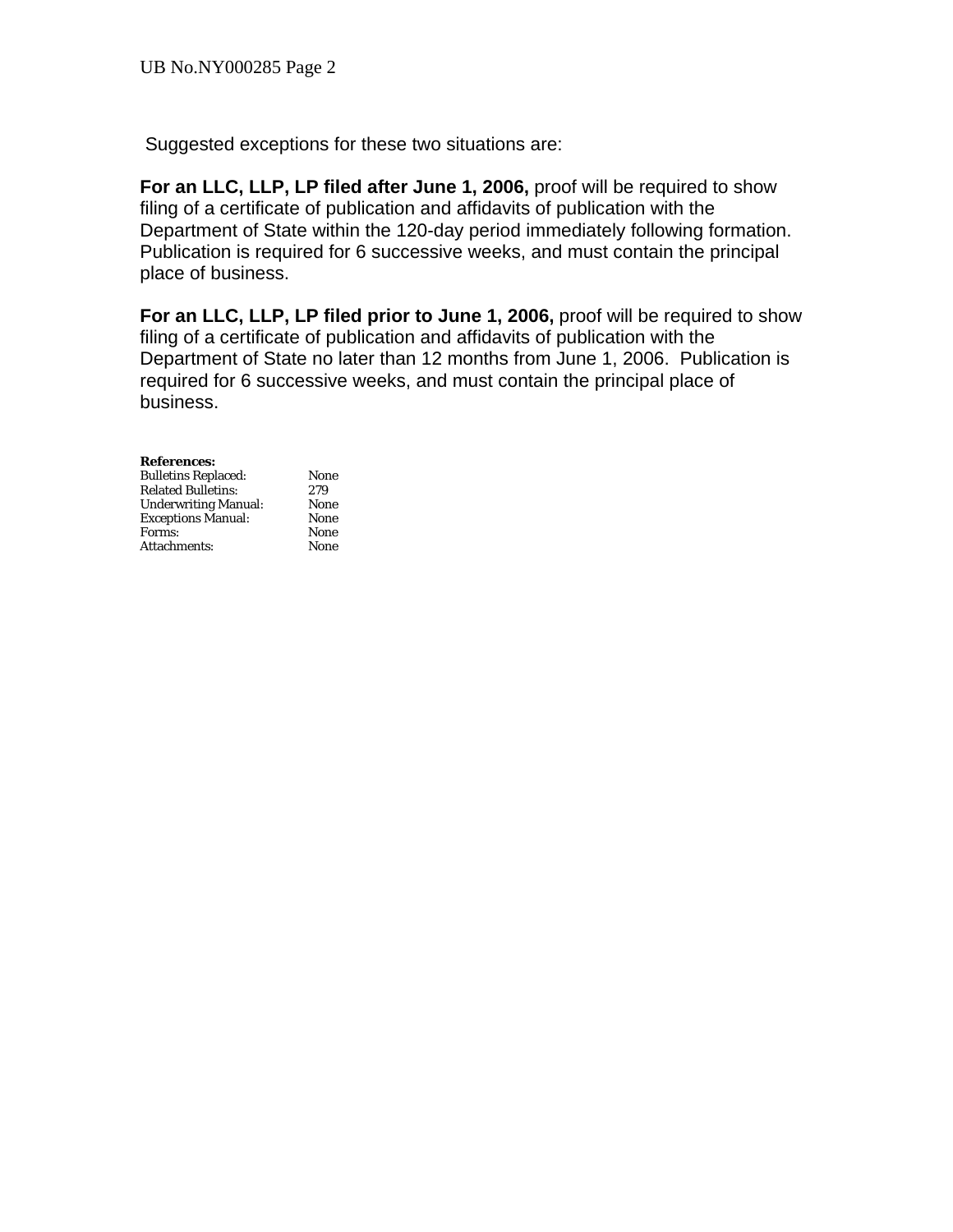Suggested exceptions for these two situations are:

**For an LLC, LLP, LP filed after June 1, 2006,** proof will be required to show filing of a certificate of publication and affidavits of publication with the Department of State within the 120-day period immediately following formation. Publication is required for 6 successive weeks, and must contain the principal place of business.

**For an LLC, LLP, LP filed prior to June 1, 2006,** proof will be required to show filing of a certificate of publication and affidavits of publication with the Department of State no later than 12 months from June 1, 2006. Publication is required for 6 successive weeks, and must contain the principal place of business.

**References:**

| | |
|---|---|
| Bulletins Replaced: | None |
| Related Bulletins: | 279 |
| Underwriting Manual: | None |
| Exceptions Manual: | None |
| Forms: | None |
| Attachments: | None |